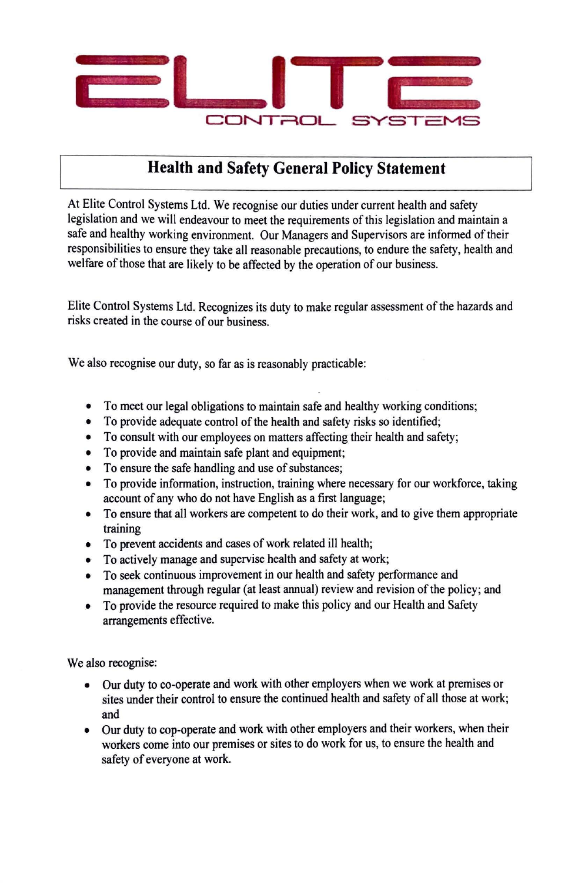ELITE

CONTROL SYSTEMS

# Health and Safety General Policy Statement

At Elite Control Systems Ltd. We recognise our duties under current health and safety legislation and we will endeavour to meet the requirements of this legislation and maintain a safe and healthy working environment. Our Managers and Supervisors are informed of their responsibilities to ensure they take all reasonable precautions, to endure the safety, health and welfare of those that are likely to be affected by the operation of our business.

Elite Control Systems Ltd. Recognizes its duty to make regular assessment of the hazards and risks created in the course of our business.

We also recognise our duty, so far as is reasonably practicable:

- To meet our legal obligations to maintain safe and healthy working conditions;
- To provide adequate control of the health and safety risks so identified;
- To consult with our employees on matters affecting their health and safety;
- To provide and maintain safe plant and equipment;
- To ensure the safe handling and use of substances;
- To provide information, instruction, training where necessary for our workforce, taking account of any who do not have English as a first language;
- To ensure that all workers are competent to do their work, and to give them appropriate training
- To prevent accidents and cases of work related ill health;
- To actively manage and supervise health and safety at work;
- To seek continuous improvement in our health and safety performance and management through regular (at least annual) review and revision of the policy; and
- To provide the resource required to make this policy and our Health and Safety arrangements effective.

We also recognise:

- Our duty to co-operate and work with other employers when we work at premises or sites under their control to ensure the continued health and safety of all those at work; and
- Our duty to cop-operate and work with other employers and their workers, when their workers come into our premises or sites to do work for us, to ensure the health and safety of everyone at work.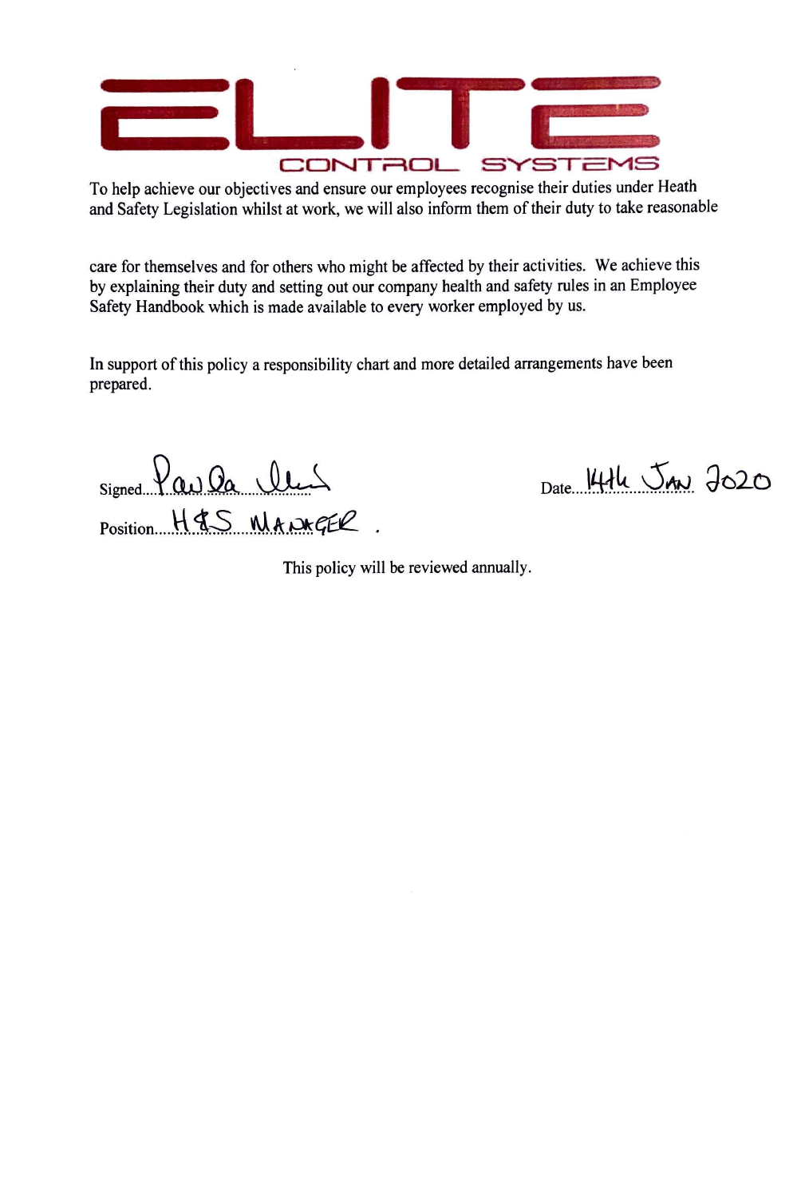# ELITE

CONTROL SYSTEMS

To help achieve our objectives and ensure our employees recognise their duties under Heath and Safety Legislation whilst at work, we will also inform them of their duty to take reasonable

care for themselves and for others who might be affected by their activities. We achieve this by explaining their duty and setting out our company health and safety rules in an Employee Safety Handbook which is made available to every worker employed by us.

In support of this policy a responsibility chart and more detailed arrangements have been prepared.

Signed........................................ Date 14th Jan 2020

Position H&S MANAGER .

This policy will be reviewed annually.